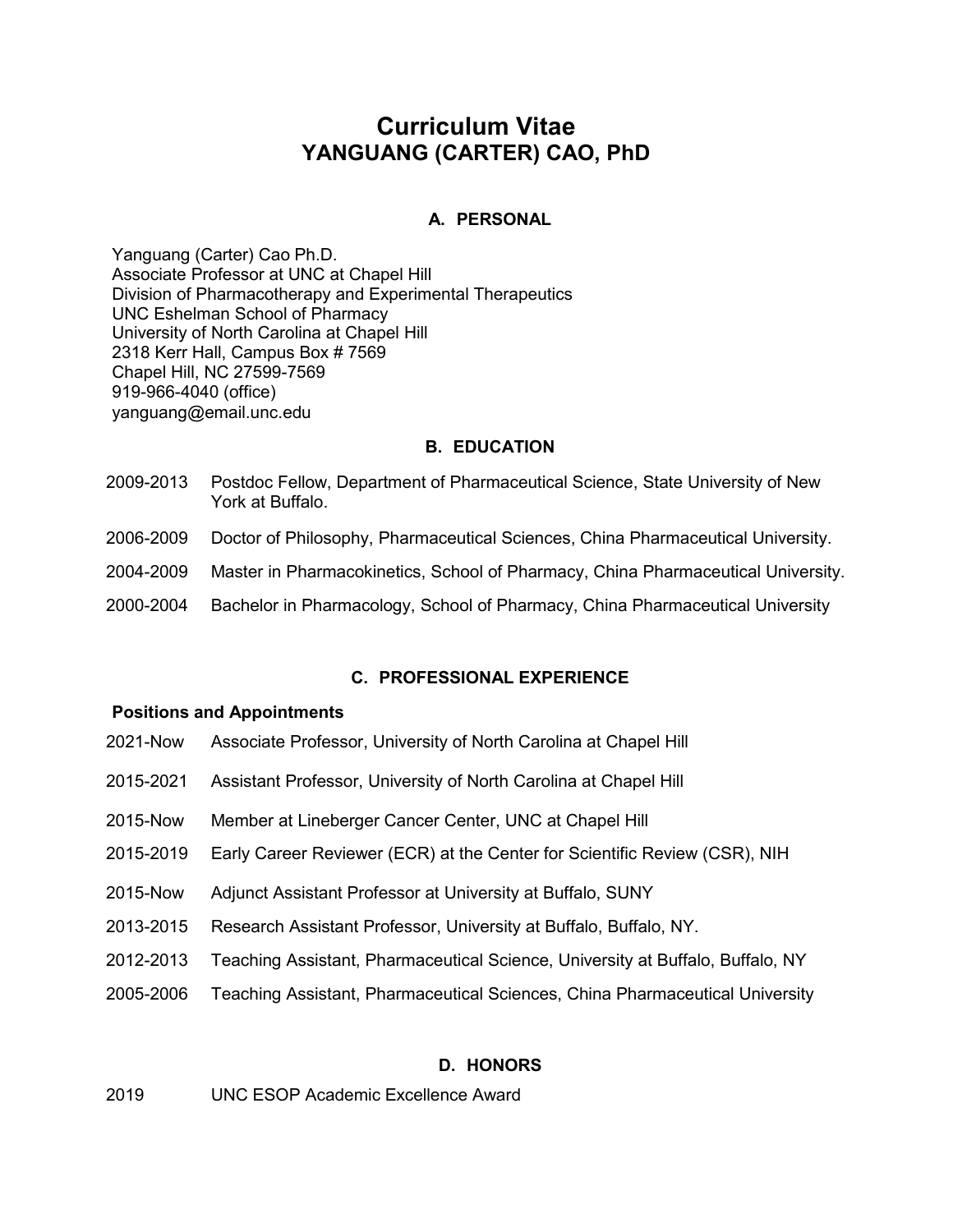# Curriculum Vitae
# YANGUANG (CARTER) CAO, PhD

## A. PERSONAL

Yanguang (Carter) Cao Ph.D.
Associate Professor at UNC at Chapel Hill
Division of Pharmacotherapy and Experimental Therapeutics
UNC Eshelman School of Pharmacy
University of North Carolina at Chapel Hill
2318 Kerr Hall, Campus Box # 7569
Chapel Hill, NC 27599-7569
919-966-4040 (office)
yanguang@email.unc.edu

## B. EDUCATION

| | |
|---|---|
| 2009-2013 | Postdoc Fellow, Department of Pharmaceutical Science, State University of New York at Buffalo. |
| 2006-2009 | Doctor of Philosophy, Pharmaceutical Sciences, China Pharmaceutical University. |
| 2004-2009 | Master in Pharmacokinetics, School of Pharmacy, China Pharmaceutical University. |
| 2000-2004 | Bachelor in Pharmacology, School of Pharmacy, China Pharmaceutical University |

## C. PROFESSIONAL EXPERIENCE

### Positions and Appointments

| | |
|---|---|
| 2021-Now | Associate Professor, University of North Carolina at Chapel Hill |
| 2015-2021 | Assistant Professor, University of North Carolina at Chapel Hill |
| 2015-Now | Member at Lineberger Cancer Center, UNC at Chapel Hill |
| 2015-2019 | Early Career Reviewer (ECR) at the Center for Scientific Review (CSR), NIH |
| 2015-Now | Adjunct Assistant Professor at University at Buffalo, SUNY |
| 2013-2015 | Research Assistant Professor, University at Buffalo, Buffalo, NY. |
| 2012-2013 | Teaching Assistant, Pharmaceutical Science, University at Buffalo, Buffalo, NY |
| 2005-2006 | Teaching Assistant, Pharmaceutical Sciences, China Pharmaceutical University |

## D. HONORS

| | |
|---|---|
| 2019 | UNC ESOP Academic Excellence Award |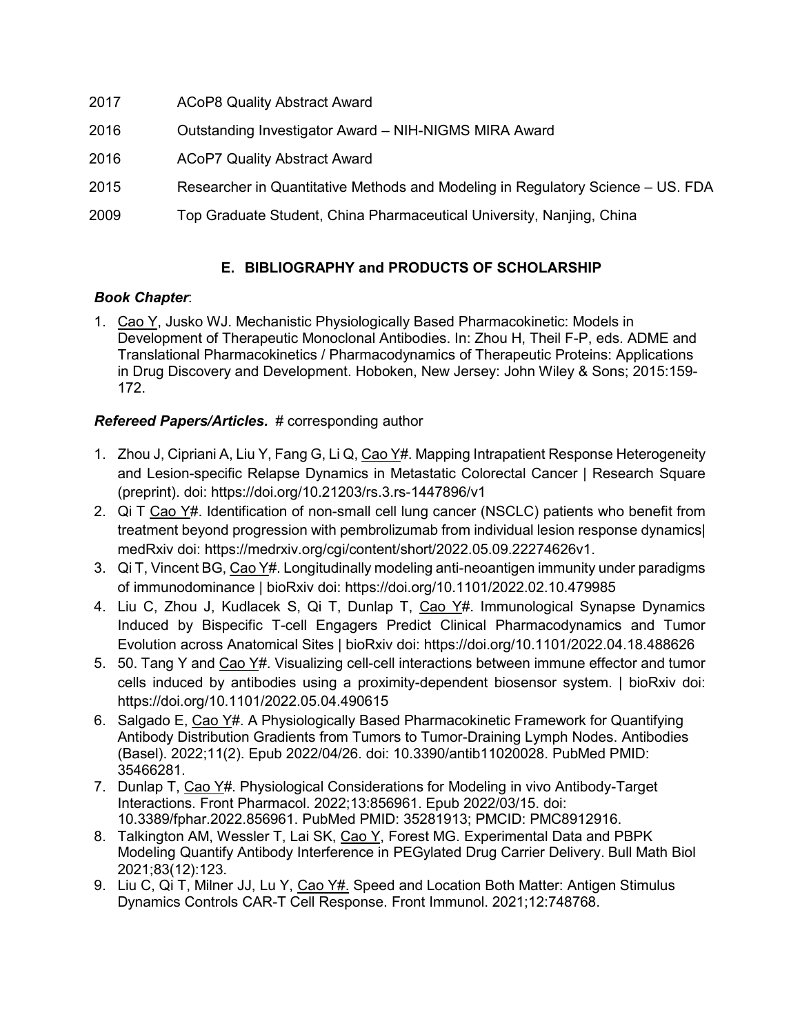2017 ACoP8 Quality Abstract Award

2016 Outstanding Investigator Award – NIH-NIGMS MIRA Award

2016 ACoP7 Quality Abstract Award

2015 Researcher in Quantitative Methods and Modeling in Regulatory Science – US. FDA

2009 Top Graduate Student, China Pharmaceutical University, Nanjing, China

## E. BIBLIOGRAPHY and PRODUCTS OF SCHOLARSHIP

***Book Chapter***:

1. Cao Y, Jusko WJ. Mechanistic Physiologically Based Pharmacokinetic: Models in Development of Therapeutic Monoclonal Antibodies. In: Zhou H, Theil F-P, eds. ADME and Translational Pharmacokinetics / Pharmacodynamics of Therapeutic Proteins: Applications in Drug Discovery and Development. Hoboken, New Jersey: John Wiley & Sons; 2015:159-172.

***Refereed Papers/Articles.*** # corresponding author

1. Zhou J, Cipriani A, Liu Y, Fang G, Li Q, Cao Y#. Mapping Intrapatient Response Heterogeneity and Lesion-specific Relapse Dynamics in Metastatic Colorectal Cancer | Research Square (preprint). doi: https://doi.org/10.21203/rs.3.rs-1447896/v1
2. Qi T Cao Y#. Identification of non-small cell lung cancer (NSCLC) patients who benefit from treatment beyond progression with pembrolizumab from individual lesion response dynamics| medRxiv doi: https://medrxiv.org/cgi/content/short/2022.05.09.22274626v1.
3. Qi T, Vincent BG, Cao Y#. Longitudinally modeling anti-neoantigen immunity under paradigms of immunodominance | bioRxiv doi: https://doi.org/10.1101/2022.02.10.479985
4. Liu C, Zhou J, Kudlacek S, Qi T, Dunlap T, Cao Y#. Immunological Synapse Dynamics Induced by Bispecific T-cell Engagers Predict Clinical Pharmacodynamics and Tumor Evolution across Anatomical Sites | bioRxiv doi: https://doi.org/10.1101/2022.04.18.488626
5. 50. Tang Y and Cao Y#. Visualizing cell-cell interactions between immune effector and tumor cells induced by antibodies using a proximity-dependent biosensor system. | bioRxiv doi: https://doi.org/10.1101/2022.05.04.490615
6. Salgado E, Cao Y#. A Physiologically Based Pharmacokinetic Framework for Quantifying Antibody Distribution Gradients from Tumors to Tumor-Draining Lymph Nodes. Antibodies (Basel). 2022;11(2). Epub 2022/04/26. doi: 10.3390/antib11020028. PubMed PMID: 35466281.
7. Dunlap T, Cao Y#. Physiological Considerations for Modeling in vivo Antibody-Target Interactions. Front Pharmacol. 2022;13:856961. Epub 2022/03/15. doi: 10.3389/fphar.2022.856961. PubMed PMID: 35281913; PMCID: PMC8912916.
8. Talkington AM, Wessler T, Lai SK, Cao Y, Forest MG. Experimental Data and PBPK Modeling Quantify Antibody Interference in PEGylated Drug Carrier Delivery. Bull Math Biol 2021;83(12):123.
9. Liu C, Qi T, Milner JJ, Lu Y, Cao Y#. Speed and Location Both Matter: Antigen Stimulus Dynamics Controls CAR-T Cell Response. Front Immunol. 2021;12:748768.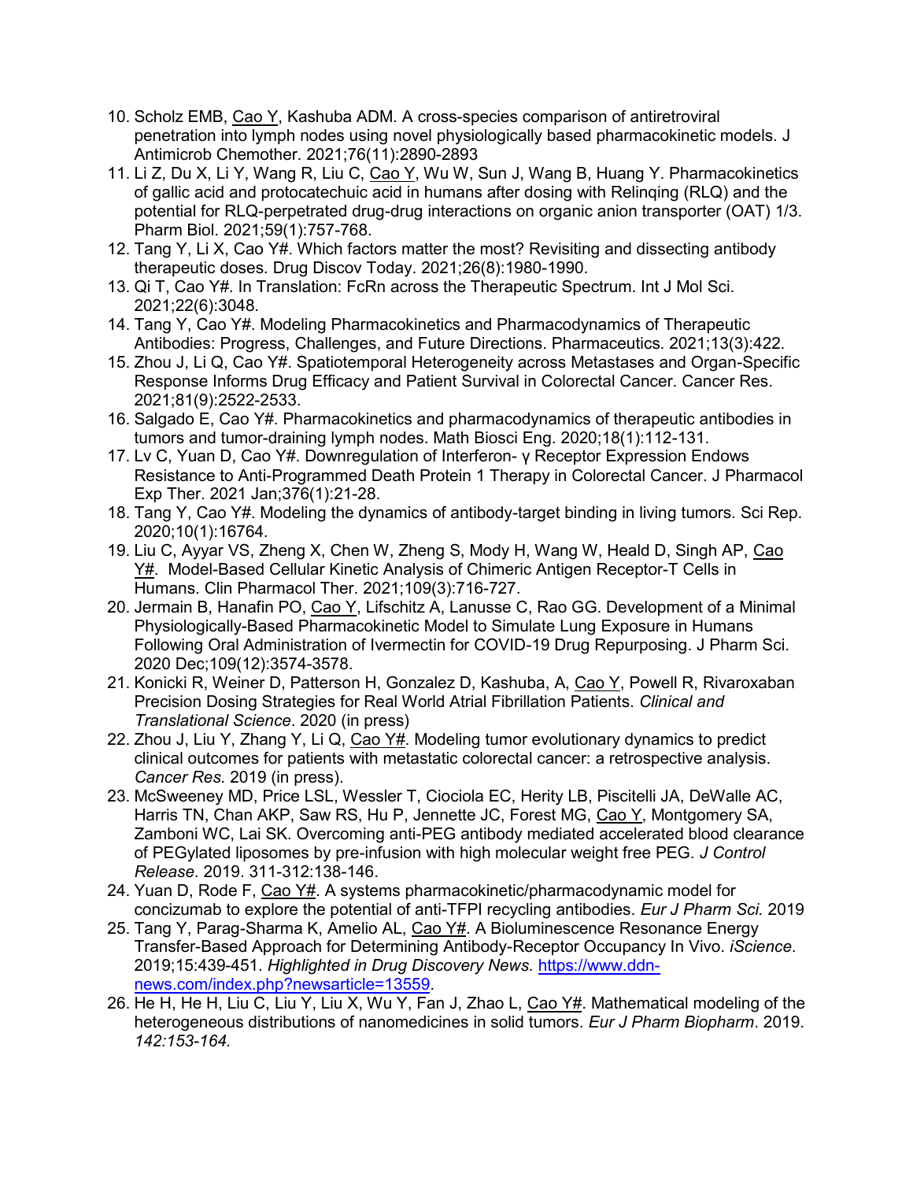10. Scholz EMB, Cao Y, Kashuba ADM. A cross-species comparison of antiretroviral penetration into lymph nodes using novel physiologically based pharmacokinetic models. J Antimicrob Chemother. 2021;76(11):2890-2893
11. Li Z, Du X, Li Y, Wang R, Liu C, Cao Y, Wu W, Sun J, Wang B, Huang Y. Pharmacokinetics of gallic acid and protocatechuic acid in humans after dosing with Relinqing (RLQ) and the potential for RLQ-perpetrated drug-drug interactions on organic anion transporter (OAT) 1/3. Pharm Biol. 2021;59(1):757-768.
12. Tang Y, Li X, Cao Y#. Which factors matter the most? Revisiting and dissecting antibody therapeutic doses. Drug Discov Today. 2021;26(8):1980-1990.
13. Qi T, Cao Y#. In Translation: FcRn across the Therapeutic Spectrum. Int J Mol Sci. 2021;22(6):3048.
14. Tang Y, Cao Y#. Modeling Pharmacokinetics and Pharmacodynamics of Therapeutic Antibodies: Progress, Challenges, and Future Directions. Pharmaceutics. 2021;13(3):422.
15. Zhou J, Li Q, Cao Y#. Spatiotemporal Heterogeneity across Metastases and Organ-Specific Response Informs Drug Efficacy and Patient Survival in Colorectal Cancer. Cancer Res. 2021;81(9):2522-2533.
16. Salgado E, Cao Y#. Pharmacokinetics and pharmacodynamics of therapeutic antibodies in tumors and tumor-draining lymph nodes. Math Biosci Eng. 2020;18(1):112-131.
17. Lv C, Yuan D, Cao Y#. Downregulation of Interferon- γ Receptor Expression Endows Resistance to Anti-Programmed Death Protein 1 Therapy in Colorectal Cancer. J Pharmacol Exp Ther. 2021 Jan;376(1):21-28.
18. Tang Y, Cao Y#. Modeling the dynamics of antibody-target binding in living tumors. Sci Rep. 2020;10(1):16764.
19. Liu C, Ayyar VS, Zheng X, Chen W, Zheng S, Mody H, Wang W, Heald D, Singh AP, Cao Y#. Model-Based Cellular Kinetic Analysis of Chimeric Antigen Receptor-T Cells in Humans. Clin Pharmacol Ther. 2021;109(3):716-727.
20. Jermain B, Hanafin PO, Cao Y, Lifschitz A, Lanusse C, Rao GG. Development of a Minimal Physiologically-Based Pharmacokinetic Model to Simulate Lung Exposure in Humans Following Oral Administration of Ivermectin for COVID-19 Drug Repurposing. J Pharm Sci. 2020 Dec;109(12):3574-3578.
21. Konicki R, Weiner D, Patterson H, Gonzalez D, Kashuba, A, Cao Y, Powell R, Rivaroxaban Precision Dosing Strategies for Real World Atrial Fibrillation Patients. *Clinical and Translational Science*. 2020 (in press)
22. Zhou J, Liu Y, Zhang Y, Li Q, Cao Y#. Modeling tumor evolutionary dynamics to predict clinical outcomes for patients with metastatic colorectal cancer: a retrospective analysis. *Cancer Res*. 2019 (in press).
23. McSweeney MD, Price LSL, Wessler T, Ciociola EC, Herity LB, Piscitelli JA, DeWalle AC, Harris TN, Chan AKP, Saw RS, Hu P, Jennette JC, Forest MG, Cao Y, Montgomery SA, Zamboni WC, Lai SK. Overcoming anti-PEG antibody mediated accelerated blood clearance of PEGylated liposomes by pre-infusion with high molecular weight free PEG. *J Control Release*. 2019. 311-312:138-146.
24. Yuan D, Rode F, Cao Y#. A systems pharmacokinetic/pharmacodynamic model for concizumab to explore the potential of anti-TFPI recycling antibodies. *Eur J Pharm Sci.* 2019
25. Tang Y, Parag-Sharma K, Amelio AL, Cao Y#. A Bioluminescence Resonance Energy Transfer-Based Approach for Determining Antibody-Receptor Occupancy In Vivo. *iScience*. 2019;15:439-451. *Highlighted in Drug Discovery News.* https://www.ddn-news.com/index.php?newsarticle=13559.
26. He H, He H, Liu C, Liu Y, Liu X, Wu Y, Fan J, Zhao L, Cao Y#. Mathematical modeling of the heterogeneous distributions of nanomedicines in solid tumors. *Eur J Pharm Biopharm*. 2019. *142:153-164.*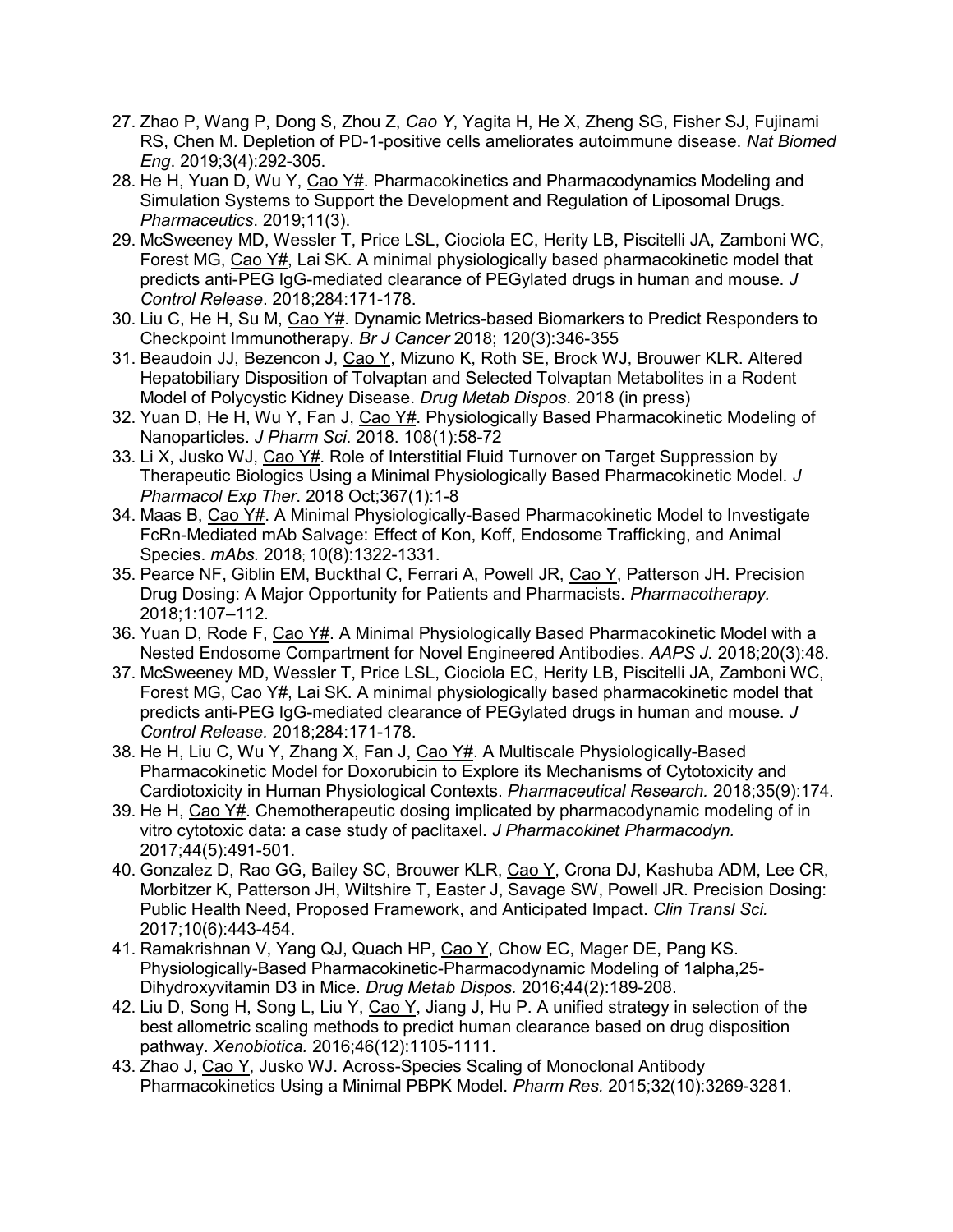27. Zhao P, Wang P, Dong S, Zhou Z, *Cao Y*, Yagita H, He X, Zheng SG, Fisher SJ, Fujinami RS, Chen M. Depletion of PD-1-positive cells ameliorates autoimmune disease. *Nat Biomed Eng*. 2019;3(4):292-305.
28. He H, Yuan D, Wu Y, Cao Y#. Pharmacokinetics and Pharmacodynamics Modeling and Simulation Systems to Support the Development and Regulation of Liposomal Drugs. *Pharmaceutics*. 2019;11(3).
29. McSweeney MD, Wessler T, Price LSL, Ciociola EC, Herity LB, Piscitelli JA, Zamboni WC, Forest MG, Cao Y#, Lai SK. A minimal physiologically based pharmacokinetic model that predicts anti-PEG IgG-mediated clearance of PEGylated drugs in human and mouse. *J Control Release*. 2018;284:171-178.
30. Liu C, He H, Su M, Cao Y#. Dynamic Metrics-based Biomarkers to Predict Responders to Checkpoint Immunotherapy. *Br J Cancer* 2018; 120(3):346-355
31. Beaudoin JJ, Bezencon J, Cao Y, Mizuno K, Roth SE, Brock WJ, Brouwer KLR. Altered Hepatobiliary Disposition of Tolvaptan and Selected Tolvaptan Metabolites in a Rodent Model of Polycystic Kidney Disease. *Drug Metab Dispos*. 2018 (in press)
32. Yuan D, He H, Wu Y, Fan J, Cao Y#. Physiologically Based Pharmacokinetic Modeling of Nanoparticles. *J Pharm Sci*. 2018. 108(1):58-72
33. Li X, Jusko WJ, Cao Y#. Role of Interstitial Fluid Turnover on Target Suppression by Therapeutic Biologics Using a Minimal Physiologically Based Pharmacokinetic Model. *J Pharmacol Exp Ther*. 2018 Oct;367(1):1-8
34. Maas B, Cao Y#. A Minimal Physiologically-Based Pharmacokinetic Model to Investigate FcRn-Mediated mAb Salvage: Effect of Kon, Koff, Endosome Trafficking, and Animal Species. *mAbs*. 2018; 10(8):1322-1331.
35. Pearce NF, Giblin EM, Buckthal C, Ferrari A, Powell JR, Cao Y, Patterson JH. Precision Drug Dosing: A Major Opportunity for Patients and Pharmacists. *Pharmacotherapy*. 2018;1:107–112.
36. Yuan D, Rode F, Cao Y#. A Minimal Physiologically Based Pharmacokinetic Model with a Nested Endosome Compartment for Novel Engineered Antibodies. *AAPS J.* 2018;20(3):48.
37. McSweeney MD, Wessler T, Price LSL, Ciociola EC, Herity LB, Piscitelli JA, Zamboni WC, Forest MG, Cao Y#, Lai SK. A minimal physiologically based pharmacokinetic model that predicts anti-PEG IgG-mediated clearance of PEGylated drugs in human and mouse. *J Control Release.* 2018;284:171-178.
38. He H, Liu C, Wu Y, Zhang X, Fan J, Cao Y#. A Multiscale Physiologically-Based Pharmacokinetic Model for Doxorubicin to Explore its Mechanisms of Cytotoxicity and Cardiotoxicity in Human Physiological Contexts. *Pharmaceutical Research.* 2018;35(9):174.
39. He H, Cao Y#. Chemotherapeutic dosing implicated by pharmacodynamic modeling of in vitro cytotoxic data: a case study of paclitaxel. *J Pharmacokinet Pharmacodyn.* 2017;44(5):491-501.
40. Gonzalez D, Rao GG, Bailey SC, Brouwer KLR, Cao Y, Crona DJ, Kashuba ADM, Lee CR, Morbitzer K, Patterson JH, Wiltshire T, Easter J, Savage SW, Powell JR. Precision Dosing: Public Health Need, Proposed Framework, and Anticipated Impact. *Clin Transl Sci.* 2017;10(6):443-454.
41. Ramakrishnan V, Yang QJ, Quach HP, Cao Y, Chow EC, Mager DE, Pang KS. Physiologically-Based Pharmacokinetic-Pharmacodynamic Modeling of 1alpha,25-Dihydroxyvitamin D3 in Mice. *Drug Metab Dispos.* 2016;44(2):189-208.
42. Liu D, Song H, Song L, Liu Y, Cao Y, Jiang J, Hu P. A unified strategy in selection of the best allometric scaling methods to predict human clearance based on drug disposition pathway. *Xenobiotica.* 2016;46(12):1105-1111.
43. Zhao J, Cao Y, Jusko WJ. Across-Species Scaling of Monoclonal Antibody Pharmacokinetics Using a Minimal PBPK Model. *Pharm Res.* 2015;32(10):3269-3281.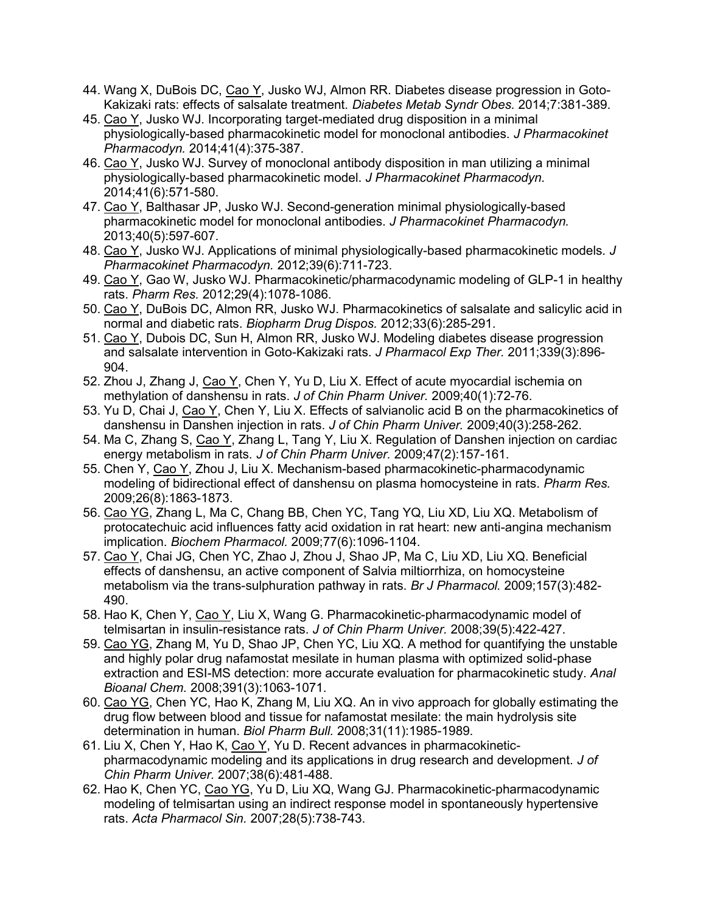44. Wang X, DuBois DC, Cao Y, Jusko WJ, Almon RR. Diabetes disease progression in Goto-Kakizaki rats: effects of salsalate treatment. *Diabetes Metab Syndr Obes.* 2014;7:381-389.
45. Cao Y, Jusko WJ. Incorporating target-mediated drug disposition in a minimal physiologically-based pharmacokinetic model for monoclonal antibodies. *J Pharmacokinet Pharmacodyn.* 2014;41(4):375-387.
46. Cao Y, Jusko WJ. Survey of monoclonal antibody disposition in man utilizing a minimal physiologically-based pharmacokinetic model. *J Pharmacokinet Pharmacodyn.* 2014;41(6):571-580.
47. Cao Y, Balthasar JP, Jusko WJ. Second-generation minimal physiologically-based pharmacokinetic model for monoclonal antibodies. *J Pharmacokinet Pharmacodyn.* 2013;40(5):597-607.
48. Cao Y, Jusko WJ. Applications of minimal physiologically-based pharmacokinetic models. *J Pharmacokinet Pharmacodyn.* 2012;39(6):711-723.
49. Cao Y, Gao W, Jusko WJ. Pharmacokinetic/pharmacodynamic modeling of GLP-1 in healthy rats. *Pharm Res.* 2012;29(4):1078-1086.
50. Cao Y, DuBois DC, Almon RR, Jusko WJ. Pharmacokinetics of salsalate and salicylic acid in normal and diabetic rats. *Biopharm Drug Dispos.* 2012;33(6):285-291.
51. Cao Y, Dubois DC, Sun H, Almon RR, Jusko WJ. Modeling diabetes disease progression and salsalate intervention in Goto-Kakizaki rats. *J Pharmacol Exp Ther.* 2011;339(3):896-904.
52. Zhou J, Zhang J, Cao Y, Chen Y, Yu D, Liu X. Effect of acute myocardial ischemia on methylation of danshensu in rats. *J of Chin Pharm Univer.* 2009;40(1):72-76.
53. Yu D, Chai J, Cao Y, Chen Y, Liu X. Effects of salvianolic acid B on the pharmacokinetics of danshensu in Danshen injection in rats. *J of Chin Pharm Univer.* 2009;40(3):258-262.
54. Ma C, Zhang S, Cao Y, Zhang L, Tang Y, Liu X. Regulation of Danshen injection on cardiac energy metabolism in rats. *J of Chin Pharm Univer.* 2009;47(2):157-161.
55. Chen Y, Cao Y, Zhou J, Liu X. Mechanism-based pharmacokinetic-pharmacodynamic modeling of bidirectional effect of danshensu on plasma homocysteine in rats. *Pharm Res.* 2009;26(8):1863-1873.
56. Cao YG, Zhang L, Ma C, Chang BB, Chen YC, Tang YQ, Liu XD, Liu XQ. Metabolism of protocatechuic acid influences fatty acid oxidation in rat heart: new anti-angina mechanism implication. *Biochem Pharmacol.* 2009;77(6):1096-1104.
57. Cao Y, Chai JG, Chen YC, Zhao J, Zhou J, Shao JP, Ma C, Liu XD, Liu XQ. Beneficial effects of danshensu, an active component of Salvia miltiorrhiza, on homocysteine metabolism via the trans-sulphuration pathway in rats. *Br J Pharmacol.* 2009;157(3):482-490.
58. Hao K, Chen Y, Cao Y, Liu X, Wang G. Pharmacokinetic-pharmacodynamic model of telmisartan in insulin-resistance rats. *J of Chin Pharm Univer.* 2008;39(5):422-427.
59. Cao YG, Zhang M, Yu D, Shao JP, Chen YC, Liu XQ. A method for quantifying the unstable and highly polar drug nafamostat mesilate in human plasma with optimized solid-phase extraction and ESI-MS detection: more accurate evaluation for pharmacokinetic study. *Anal Bioanal Chem.* 2008;391(3):1063-1071.
60. Cao YG, Chen YC, Hao K, Zhang M, Liu XQ. An in vivo approach for globally estimating the drug flow between blood and tissue for nafamostat mesilate: the main hydrolysis site determination in human. *Biol Pharm Bull.* 2008;31(11):1985-1989.
61. Liu X, Chen Y, Hao K, Cao Y, Yu D. Recent advances in pharmacokinetic-pharmacodynamic modeling and its applications in drug research and development. *J of Chin Pharm Univer.* 2007;38(6):481-488.
62. Hao K, Chen YC, Cao YG, Yu D, Liu XQ, Wang GJ. Pharmacokinetic-pharmacodynamic modeling of telmisartan using an indirect response model in spontaneously hypertensive rats. *Acta Pharmacol Sin.* 2007;28(5):738-743.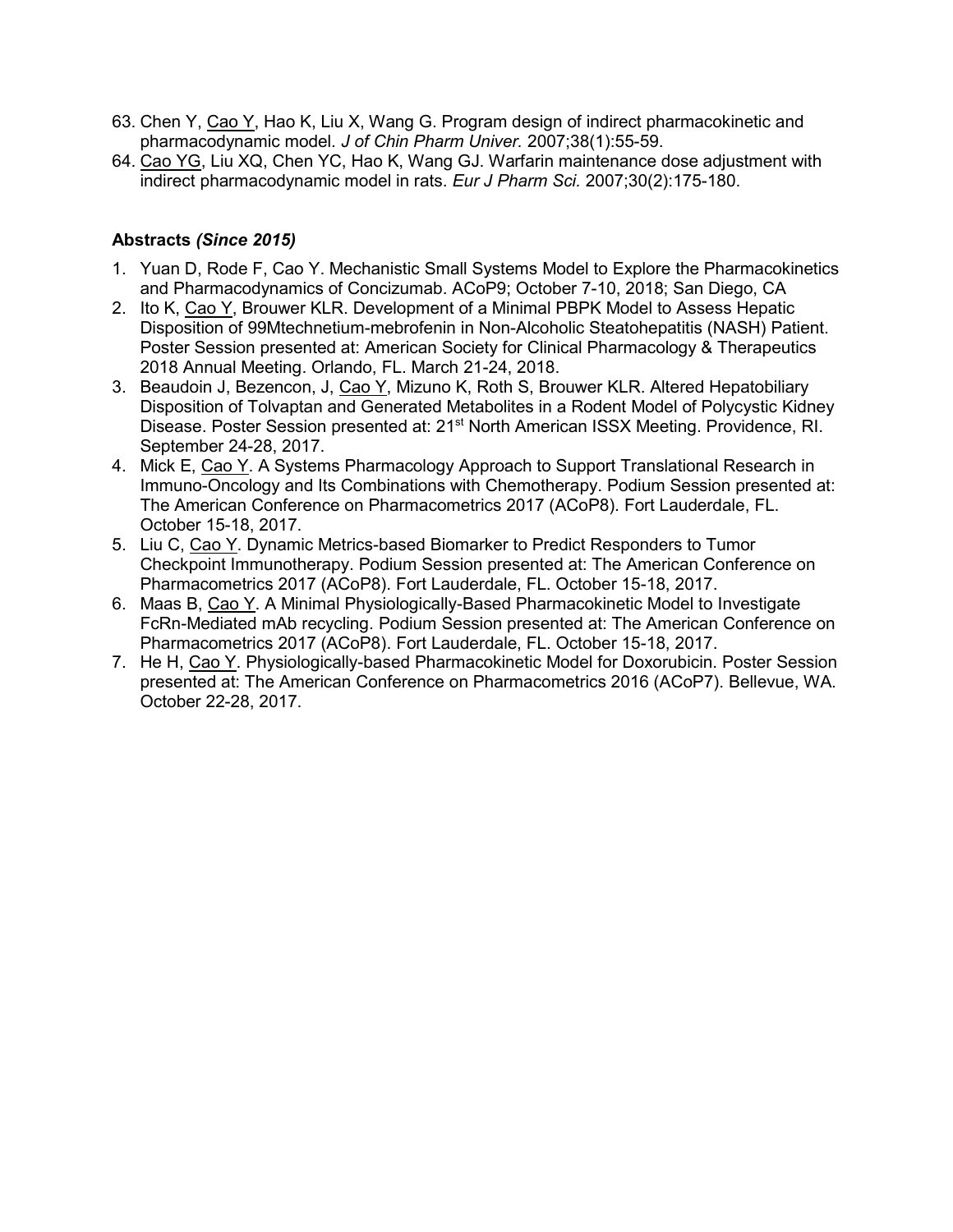63. Chen Y, Cao Y, Hao K, Liu X, Wang G. Program design of indirect pharmacokinetic and pharmacodynamic model. *J of Chin Pharm Univer.* 2007;38(1):55-59.
64. Cao YG, Liu XQ, Chen YC, Hao K, Wang GJ. Warfarin maintenance dose adjustment with indirect pharmacodynamic model in rats. *Eur J Pharm Sci.* 2007;30(2):175-180.

**Abstracts *(Since 2015)***

1. Yuan D, Rode F, Cao Y. Mechanistic Small Systems Model to Explore the Pharmacokinetics and Pharmacodynamics of Concizumab. ACoP9; October 7-10, 2018; San Diego, CA
2. Ito K, Cao Y, Brouwer KLR. Development of a Minimal PBPK Model to Assess Hepatic Disposition of 99Mtechnetium-mebrofenin in Non-Alcoholic Steatohepatitis (NASH) Patient. Poster Session presented at: American Society for Clinical Pharmacology & Therapeutics 2018 Annual Meeting. Orlando, FL. March 21-24, 2018.
3. Beaudoin J, Bezencon, J, Cao Y, Mizuno K, Roth S, Brouwer KLR. Altered Hepatobiliary Disposition of Tolvaptan and Generated Metabolites in a Rodent Model of Polycystic Kidney Disease. Poster Session presented at: 21st North American ISSX Meeting. Providence, RI. September 24-28, 2017.
4. Mick E, Cao Y. A Systems Pharmacology Approach to Support Translational Research in Immuno-Oncology and Its Combinations with Chemotherapy. Podium Session presented at: The American Conference on Pharmacometrics 2017 (ACoP8). Fort Lauderdale, FL. October 15-18, 2017.
5. Liu C, Cao Y. Dynamic Metrics-based Biomarker to Predict Responders to Tumor Checkpoint Immunotherapy. Podium Session presented at: The American Conference on Pharmacometrics 2017 (ACoP8). Fort Lauderdale, FL. October 15-18, 2017.
6. Maas B, Cao Y. A Minimal Physiologically-Based Pharmacokinetic Model to Investigate FcRn-Mediated mAb recycling. Podium Session presented at: The American Conference on Pharmacometrics 2017 (ACoP8). Fort Lauderdale, FL. October 15-18, 2017.
7. He H, Cao Y. Physiologically-based Pharmacokinetic Model for Doxorubicin. Poster Session presented at: The American Conference on Pharmacometrics 2016 (ACoP7). Bellevue, WA. October 22-28, 2017.